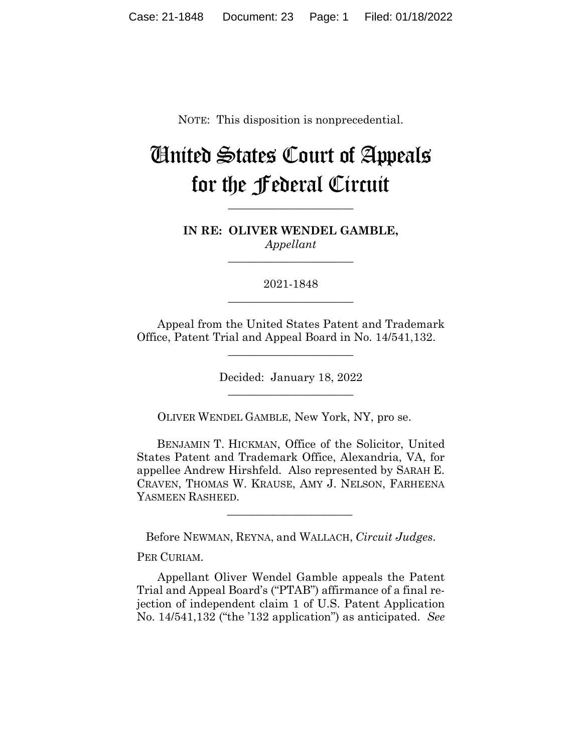NOTE: This disposition is nonprecedential.

# United States Court of Appeals for the Federal Circuit

---

**IN RE: OLIVER WENDEL GAMBLE,**
*Appellant*

---

2021-1848

---

Appeal from the United States Patent and Trademark Office, Patent Trial and Appeal Board in No. 14/541,132.

---

Decided: January 18, 2022

---

OLIVER WENDEL GAMBLE, New York, NY, pro se.

BENJAMIN T. HICKMAN, Office of the Solicitor, United States Patent and Trademark Office, Alexandria, VA, for appellee Andrew Hirshfeld. Also represented by SARAH E. CRAVEN, THOMAS W. KRAUSE, AMY J. NELSON, FARHEENA YASMEEN RASHEED.

---

Before NEWMAN, REYNA, and WALLACH, *Circuit Judges*.

PER CURIAM.

Appellant Oliver Wendel Gamble appeals the Patent Trial and Appeal Board's ("PTAB") affirmance of a final rejection of independent claim 1 of U.S. Patent Application No. 14/541,132 ("the '132 application") as anticipated. *See*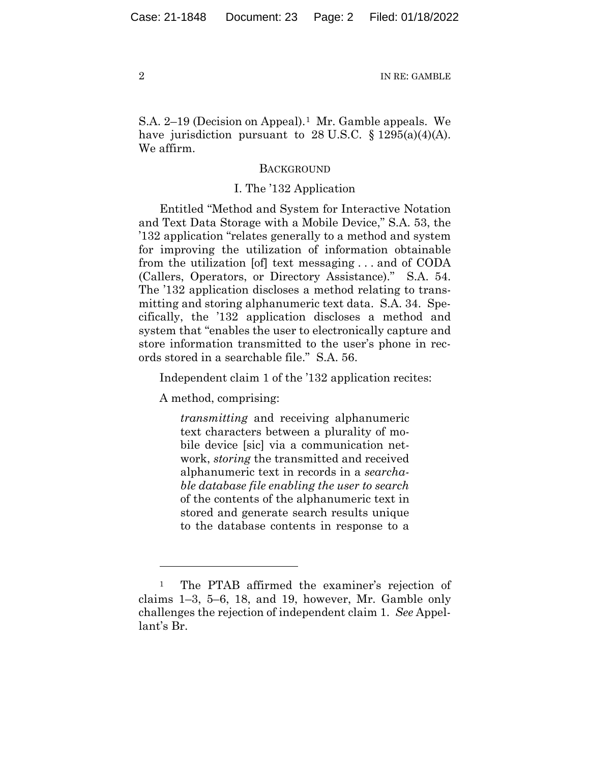S.A. 2–19 (Decision on Appeal).[1] Mr. Gamble appeals. We have jurisdiction pursuant to 28 U.S.C. § 1295(a)(4)(A). We affirm.

## BACKGROUND

### I. The '132 Application

Entitled "Method and System for Interactive Notation and Text Data Storage with a Mobile Device," S.A. 53, the '132 application "relates generally to a method and system for improving the utilization of information obtainable from the utilization [of] text messaging . . . and of CODA (Callers, Operators, or Directory Assistance)." S.A. 54. The '132 application discloses a method relating to transmitting and storing alphanumeric text data. S.A. 34. Specifically, the '132 application discloses a method and system that "enables the user to electronically capture and store information transmitted to the user's phone in records stored in a searchable file." S.A. 56.

Independent claim 1 of the '132 application recites:

A method, comprising:

> *transmitting* and receiving alphanumeric text characters between a plurality of mobile device [sic] via a communication network, *storing* the transmitted and received alphanumeric text in records in a *searchable database file enabling the user to search* of the contents of the alphanumeric text in stored and generate search results unique to the database contents in response to a

---

[1] The PTAB affirmed the examiner's rejection of claims 1–3, 5–6, 18, and 19, however, Mr. Gamble only challenges the rejection of independent claim 1. *See* Appellant's Br.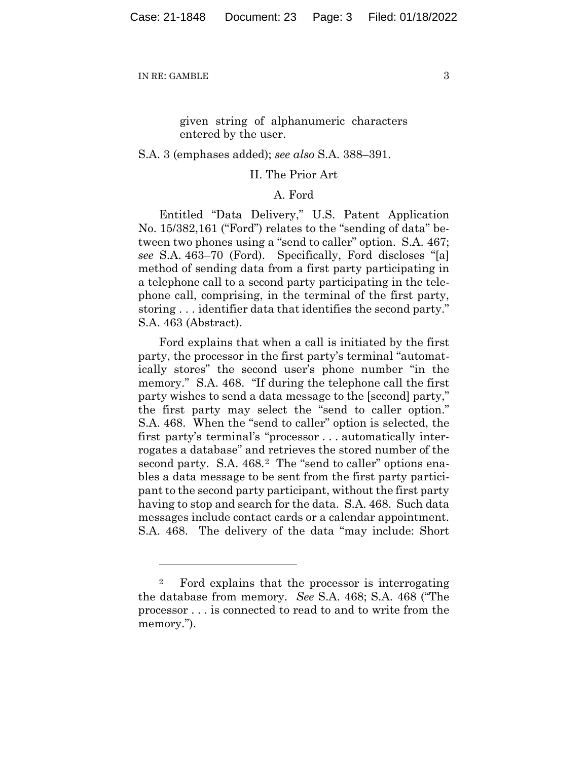given string of alphanumeric characters entered by the user.

S.A. 3 (emphases added); *see also* S.A. 388–391.

## II. The Prior Art

### A. Ford

Entitled "Data Delivery," U.S. Patent Application No. 15/382,161 ("Ford") relates to the "sending of data" between two phones using a "send to caller" option. S.A. 467; *see* S.A. 463–70 (Ford). Specifically, Ford discloses "[a] method of sending data from a first party participating in a telephone call to a second party participating in the telephone call, comprising, in the terminal of the first party, storing . . . identifier data that identifies the second party." S.A. 463 (Abstract).

Ford explains that when a call is initiated by the first party, the processor in the first party's terminal "automatically stores" the second user's phone number "in the memory." S.A. 468. "If during the telephone call the first party wishes to send a data message to the [second] party," the first party may select the "send to caller option." S.A. 468. When the "send to caller" option is selected, the first party's terminal's "processor . . . automatically interrogates a database" and retrieves the stored number of the second party. S.A. 468.[2] The "send to caller" options enables a data message to be sent from the first party participant to the second party participant, without the first party having to stop and search for the data. S.A. 468. Such data messages include contact cards or a calendar appointment. S.A. 468. The delivery of the data "may include: Short

---

[2] Ford explains that the processor is interrogating the database from memory. *See* S.A. 468; S.A. 468 ("The processor . . . is connected to read to and to write from the memory.").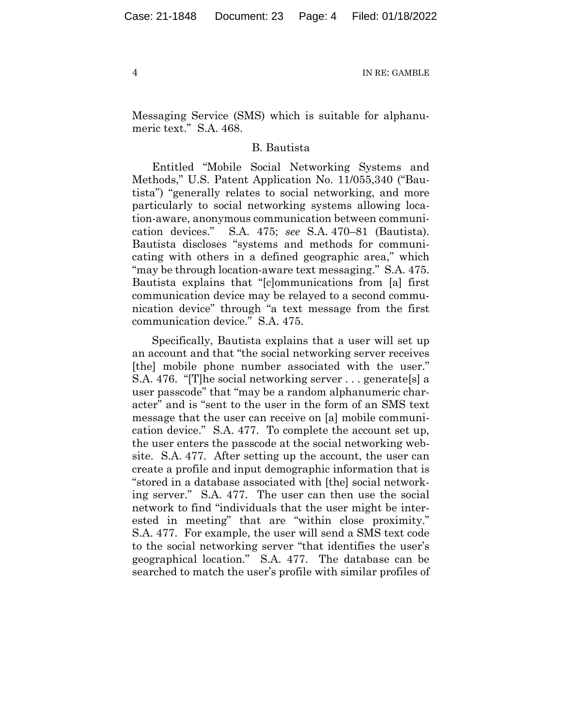Messaging Service (SMS) which is suitable for alphanumeric text." S.A. 468.

### B. Bautista

Entitled "Mobile Social Networking Systems and Methods," U.S. Patent Application No. 11/055,340 ("Bautista") "generally relates to social networking, and more particularly to social networking systems allowing location-aware, anonymous communication between communication devices." S.A. 475; *see* S.A. 470–81 (Bautista). Bautista discloses "systems and methods for communicating with others in a defined geographic area," which "may be through location-aware text messaging." S.A. 475. Bautista explains that "[c]ommunications from [a] first communication device may be relayed to a second communication device" through "a text message from the first communication device." S.A. 475.

Specifically, Bautista explains that a user will set up an account and that "the social networking server receives [the] mobile phone number associated with the user." S.A. 476. "[T]he social networking server . . . generate[s] a user passcode" that "may be a random alphanumeric character" and is "sent to the user in the form of an SMS text message that the user can receive on [a] mobile communication device." S.A. 477. To complete the account set up, the user enters the passcode at the social networking website. S.A. 477. After setting up the account, the user can create a profile and input demographic information that is "stored in a database associated with [the] social networking server." S.A. 477. The user can then use the social network to find "individuals that the user might be interested in meeting" that are "within close proximity." S.A. 477. For example, the user will send a SMS text code to the social networking server "that identifies the user's geographical location." S.A. 477. The database can be searched to match the user's profile with similar profiles of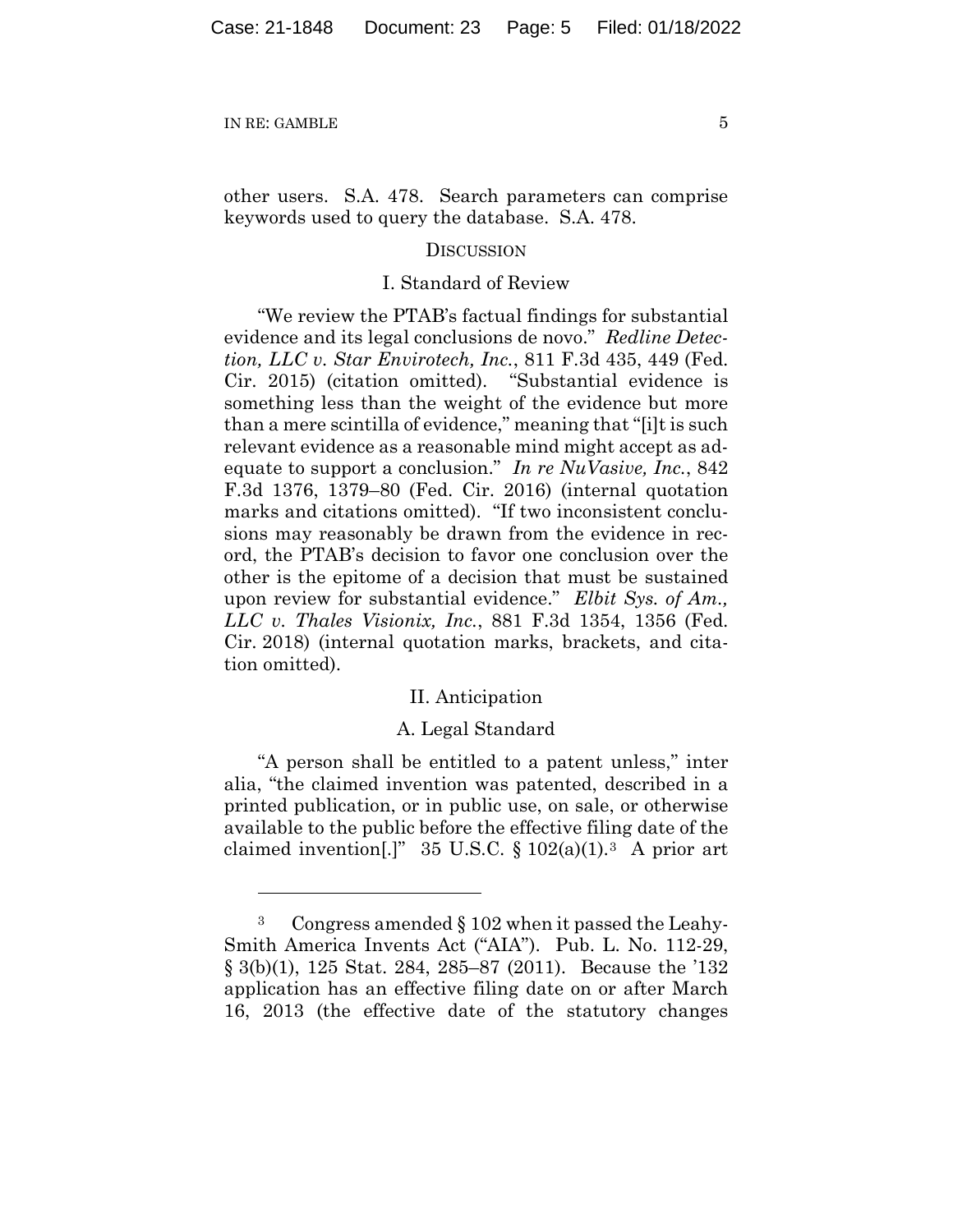other users. S.A. 478. Search parameters can comprise keywords used to query the database. S.A. 478.

## DISCUSSION

### I. Standard of Review

"We review the PTAB's factual findings for substantial evidence and its legal conclusions de novo." *Redline Detection, LLC v. Star Envirotech, Inc.*, 811 F.3d 435, 449 (Fed. Cir. 2015) (citation omitted). "Substantial evidence is something less than the weight of the evidence but more than a mere scintilla of evidence," meaning that "[i]t is such relevant evidence as a reasonable mind might accept as adequate to support a conclusion." *In re NuVasive, Inc.*, 842 F.3d 1376, 1379–80 (Fed. Cir. 2016) (internal quotation marks and citations omitted). "If two inconsistent conclusions may reasonably be drawn from the evidence in record, the PTAB's decision to favor one conclusion over the other is the epitome of a decision that must be sustained upon review for substantial evidence." *Elbit Sys. of Am., LLC v. Thales Visionix, Inc.*, 881 F.3d 1354, 1356 (Fed. Cir. 2018) (internal quotation marks, brackets, and citation omitted).

### II. Anticipation

#### A. Legal Standard

"A person shall be entitled to a patent unless," inter alia, "the claimed invention was patented, described in a printed publication, or in public use, on sale, or otherwise available to the public before the effective filing date of the claimed invention[.]" 35 U.S.C. § 102(a)(1).[3] A prior art

---

[3] Congress amended § 102 when it passed the Leahy-Smith America Invents Act ("AIA"). Pub. L. No. 112-29, § 3(b)(1), 125 Stat. 284, 285–87 (2011). Because the '132 application has an effective filing date on or after March 16, 2013 (the effective date of the statutory changes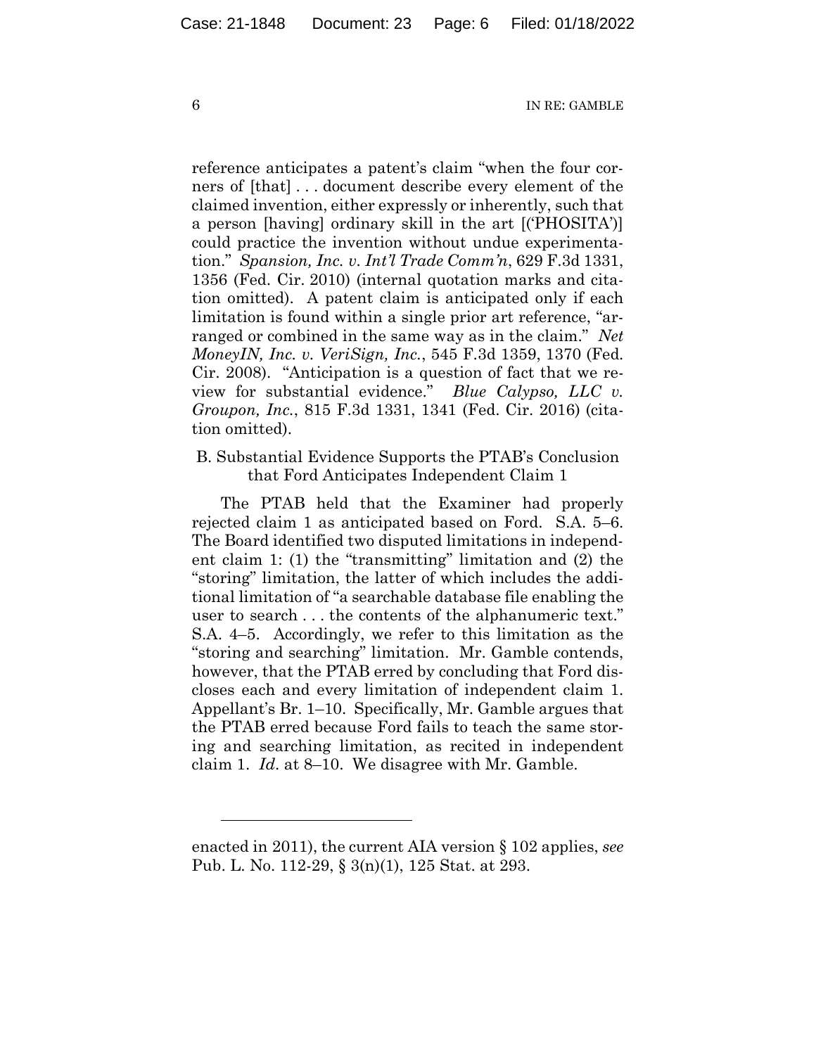reference anticipates a patent's claim "when the four corners of [that] . . . document describe every element of the claimed invention, either expressly or inherently, such that a person [having] ordinary skill in the art [('PHOSITA')] could practice the invention without undue experimentation." *Spansion, Inc. v. Int'l Trade Comm'n*, 629 F.3d 1331, 1356 (Fed. Cir. 2010) (internal quotation marks and citation omitted). A patent claim is anticipated only if each limitation is found within a single prior art reference, "arranged or combined in the same way as in the claim." *Net MoneyIN, Inc. v. VeriSign, Inc.*, 545 F.3d 1359, 1370 (Fed. Cir. 2008). "Anticipation is a question of fact that we review for substantial evidence." *Blue Calypso, LLC v. Groupon, Inc.*, 815 F.3d 1331, 1341 (Fed. Cir. 2016) (citation omitted).

### B. Substantial Evidence Supports the PTAB's Conclusion that Ford Anticipates Independent Claim 1

The PTAB held that the Examiner had properly rejected claim 1 as anticipated based on Ford. S.A. 5–6. The Board identified two disputed limitations in independent claim 1: (1) the "transmitting" limitation and (2) the "storing" limitation, the latter of which includes the additional limitation of "a searchable database file enabling the user to search . . . the contents of the alphanumeric text." S.A. 4–5. Accordingly, we refer to this limitation as the "storing and searching" limitation. Mr. Gamble contends, however, that the PTAB erred by concluding that Ford discloses each and every limitation of independent claim 1. Appellant's Br. 1–10. Specifically, Mr. Gamble argues that the PTAB erred because Ford fails to teach the same storing and searching limitation, as recited in independent claim 1. *Id.* at 8–10. We disagree with Mr. Gamble.

---

enacted in 2011), the current AIA version § 102 applies, *see* Pub. L. No. 112-29, § 3(n)(1), 125 Stat. at 293.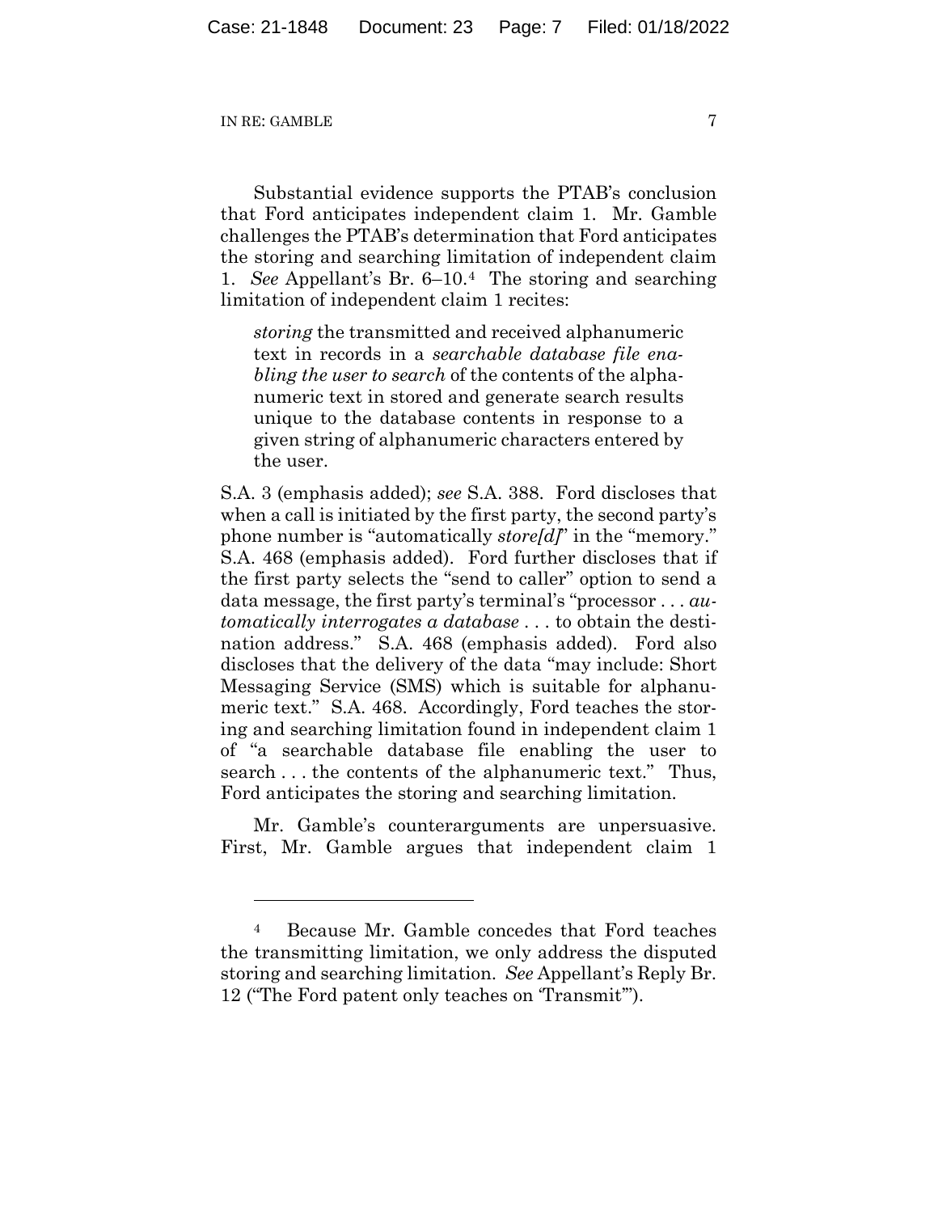Substantial evidence supports the PTAB's conclusion that Ford anticipates independent claim 1. Mr. Gamble challenges the PTAB's determination that Ford anticipates the storing and searching limitation of independent claim 1. *See* Appellant's Br. 6–10.[4] The storing and searching limitation of independent claim 1 recites:

> *storing* the transmitted and received alphanumeric text in records in a *searchable database file enabling the user to search* of the contents of the alphanumeric text in stored and generate search results unique to the database contents in response to a given string of alphanumeric characters entered by the user.

S.A. 3 (emphasis added); *see* S.A. 388. Ford discloses that when a call is initiated by the first party, the second party's phone number is "automatically *store[d]*" in the "memory." S.A. 468 (emphasis added). Ford further discloses that if the first party selects the "send to caller" option to send a data message, the first party's terminal's "processor . . . *automatically interrogates a database* . . . to obtain the destination address." S.A. 468 (emphasis added). Ford also discloses that the delivery of the data "may include: Short Messaging Service (SMS) which is suitable for alphanumeric text." S.A. 468. Accordingly, Ford teaches the storing and searching limitation found in independent claim 1 of "a searchable database file enabling the user to search . . . the contents of the alphanumeric text." Thus, Ford anticipates the storing and searching limitation.

Mr. Gamble's counterarguments are unpersuasive. First, Mr. Gamble argues that independent claim 1

---

[4] Because Mr. Gamble concedes that Ford teaches the transmitting limitation, we only address the disputed storing and searching limitation. *See* Appellant's Reply Br. 12 ("The Ford patent only teaches on 'Transmit'").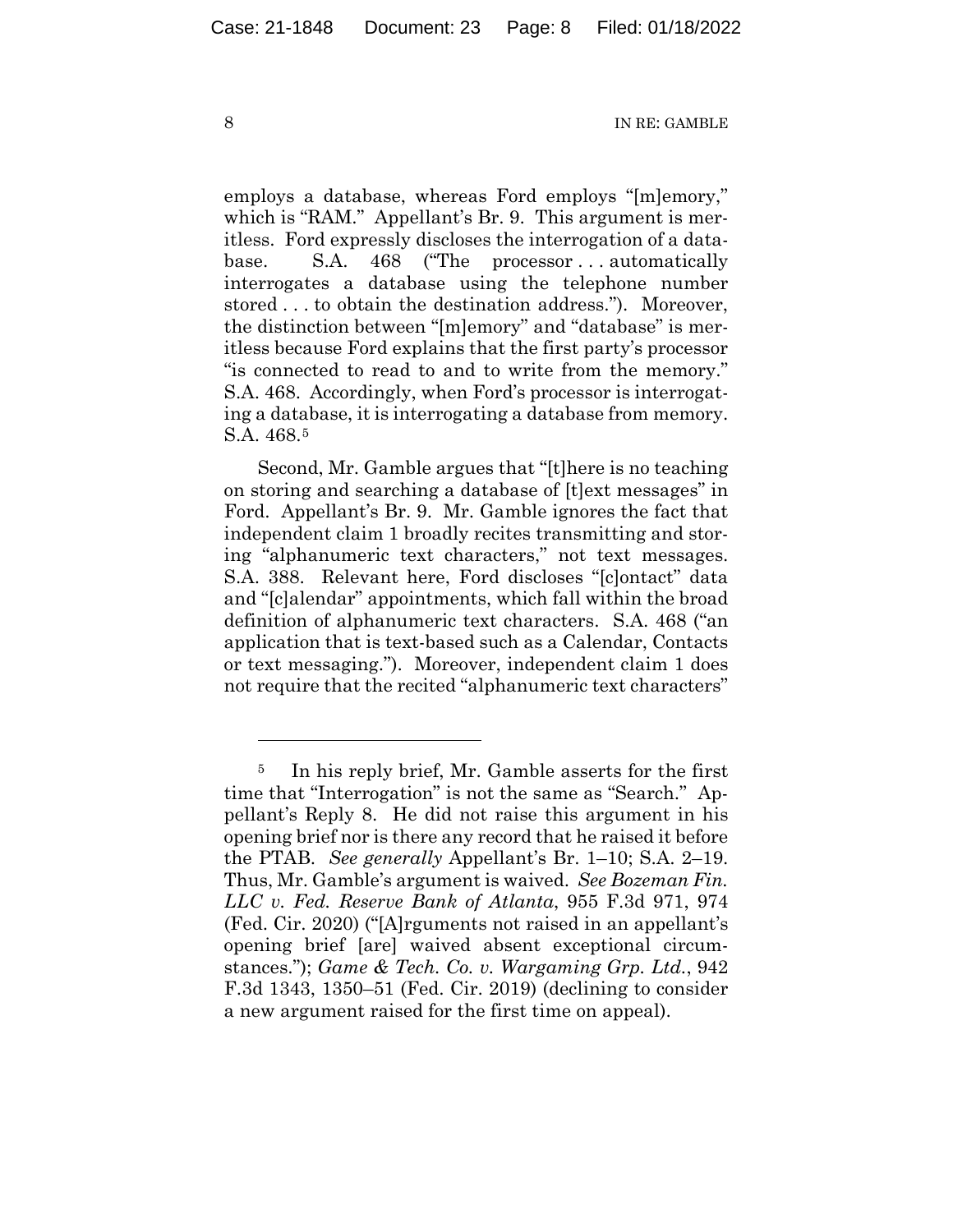employs a database, whereas Ford employs "[m]emory," which is "RAM." Appellant's Br. 9. This argument is meritless. Ford expressly discloses the interrogation of a database. S.A. 468 ("The processor . . . automatically interrogates a database using the telephone number stored . . . to obtain the destination address."). Moreover, the distinction between "[m]emory" and "database" is meritless because Ford explains that the first party's processor "is connected to read to and to write from the memory." S.A. 468. Accordingly, when Ford's processor is interrogating a database, it is interrogating a database from memory. S.A. 468.[5]

Second, Mr. Gamble argues that "[t]here is no teaching on storing and searching a database of [t]ext messages" in Ford. Appellant's Br. 9. Mr. Gamble ignores the fact that independent claim 1 broadly recites transmitting and storing "alphanumeric text characters," not text messages. S.A. 388. Relevant here, Ford discloses "[c]ontact" data and "[c]alendar" appointments, which fall within the broad definition of alphanumeric text characters. S.A. 468 ("an application that is text-based such as a Calendar, Contacts or text messaging."). Moreover, independent claim 1 does not require that the recited "alphanumeric text characters"

---

[5] In his reply brief, Mr. Gamble asserts for the first time that "Interrogation" is not the same as "Search." Appellant's Reply 8. He did not raise this argument in his opening brief nor is there any record that he raised it before the PTAB. *See generally* Appellant's Br. 1–10; S.A. 2–19. Thus, Mr. Gamble's argument is waived. *See Bozeman Fin. LLC v. Fed. Reserve Bank of Atlanta*, 955 F.3d 971, 974 (Fed. Cir. 2020) ("[A]rguments not raised in an appellant's opening brief [are] waived absent exceptional circumstances."); *Game & Tech. Co. v. Wargaming Grp. Ltd.*, 942 F.3d 1343, 1350–51 (Fed. Cir. 2019) (declining to consider a new argument raised for the first time on appeal).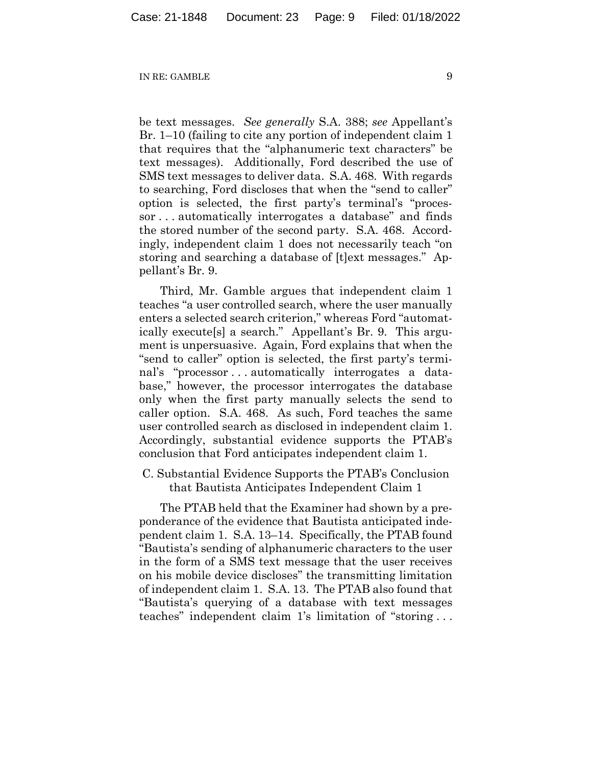be text messages. *See generally* S.A. 388; *see* Appellant's Br. 1–10 (failing to cite any portion of independent claim 1 that requires that the "alphanumeric text characters" be text messages). Additionally, Ford described the use of SMS text messages to deliver data. S.A. 468. With regards to searching, Ford discloses that when the "send to caller" option is selected, the first party's terminal's "processor . . . automatically interrogates a database" and finds the stored number of the second party. S.A. 468. Accordingly, independent claim 1 does not necessarily teach "on storing and searching a database of [t]ext messages." Appellant's Br. 9.

Third, Mr. Gamble argues that independent claim 1 teaches "a user controlled search, where the user manually enters a selected search criterion," whereas Ford "automatically execute[s] a search." Appellant's Br. 9. This argument is unpersuasive. Again, Ford explains that when the "send to caller" option is selected, the first party's terminal's "processor . . . automatically interrogates a database," however, the processor interrogates the database only when the first party manually selects the send to caller option. S.A. 468. As such, Ford teaches the same user controlled search as disclosed in independent claim 1. Accordingly, substantial evidence supports the PTAB's conclusion that Ford anticipates independent claim 1.

### C. Substantial Evidence Supports the PTAB's Conclusion that Bautista Anticipates Independent Claim 1

The PTAB held that the Examiner had shown by a preponderance of the evidence that Bautista anticipated independent claim 1. S.A. 13–14. Specifically, the PTAB found "Bautista's sending of alphanumeric characters to the user in the form of a SMS text message that the user receives on his mobile device discloses" the transmitting limitation of independent claim 1. S.A. 13. The PTAB also found that "Bautista's querying of a database with text messages teaches" independent claim 1's limitation of "storing . . .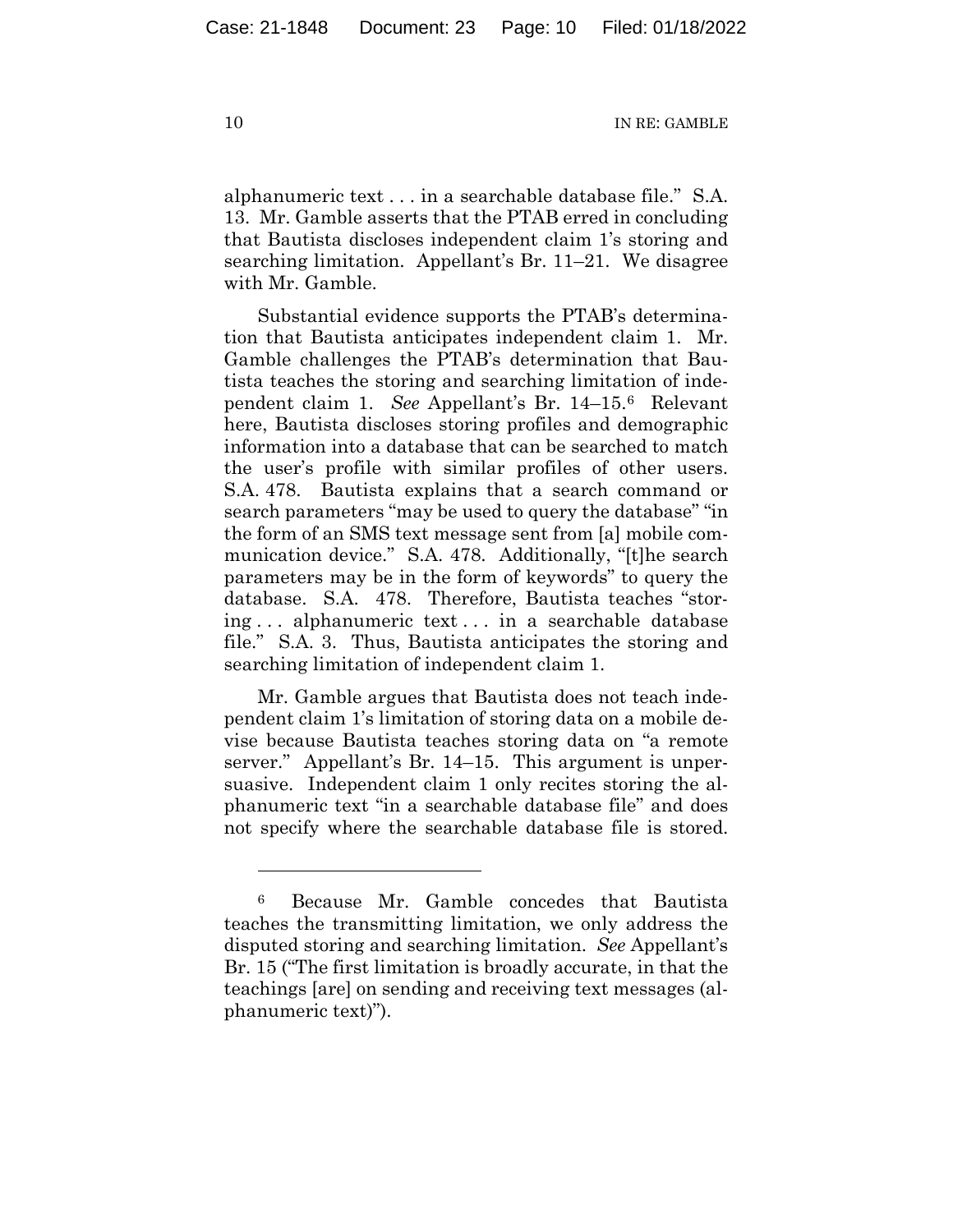alphanumeric text . . . in a searchable database file." S.A. 13. Mr. Gamble asserts that the PTAB erred in concluding that Bautista discloses independent claim 1's storing and searching limitation. Appellant's Br. 11–21. We disagree with Mr. Gamble.

Substantial evidence supports the PTAB's determination that Bautista anticipates independent claim 1. Mr. Gamble challenges the PTAB's determination that Bautista teaches the storing and searching limitation of independent claim 1. *See* Appellant's Br. 14–15.[6] Relevant here, Bautista discloses storing profiles and demographic information into a database that can be searched to match the user's profile with similar profiles of other users. S.A. 478. Bautista explains that a search command or search parameters "may be used to query the database" "in the form of an SMS text message sent from [a] mobile communication device." S.A. 478. Additionally, "[t]he search parameters may be in the form of keywords" to query the database. S.A. 478. Therefore, Bautista teaches "storing . . . alphanumeric text . . . in a searchable database file." S.A. 3. Thus, Bautista anticipates the storing and searching limitation of independent claim 1.

Mr. Gamble argues that Bautista does not teach independent claim 1's limitation of storing data on a mobile devise because Bautista teaches storing data on "a remote server." Appellant's Br. 14–15. This argument is unpersuasive. Independent claim 1 only recites storing the alphanumeric text "in a searchable database file" and does not specify where the searchable database file is stored.

---

[6] Because Mr. Gamble concedes that Bautista teaches the transmitting limitation, we only address the disputed storing and searching limitation. *See* Appellant's Br. 15 ("The first limitation is broadly accurate, in that the teachings [are] on sending and receiving text messages (alphanumeric text)").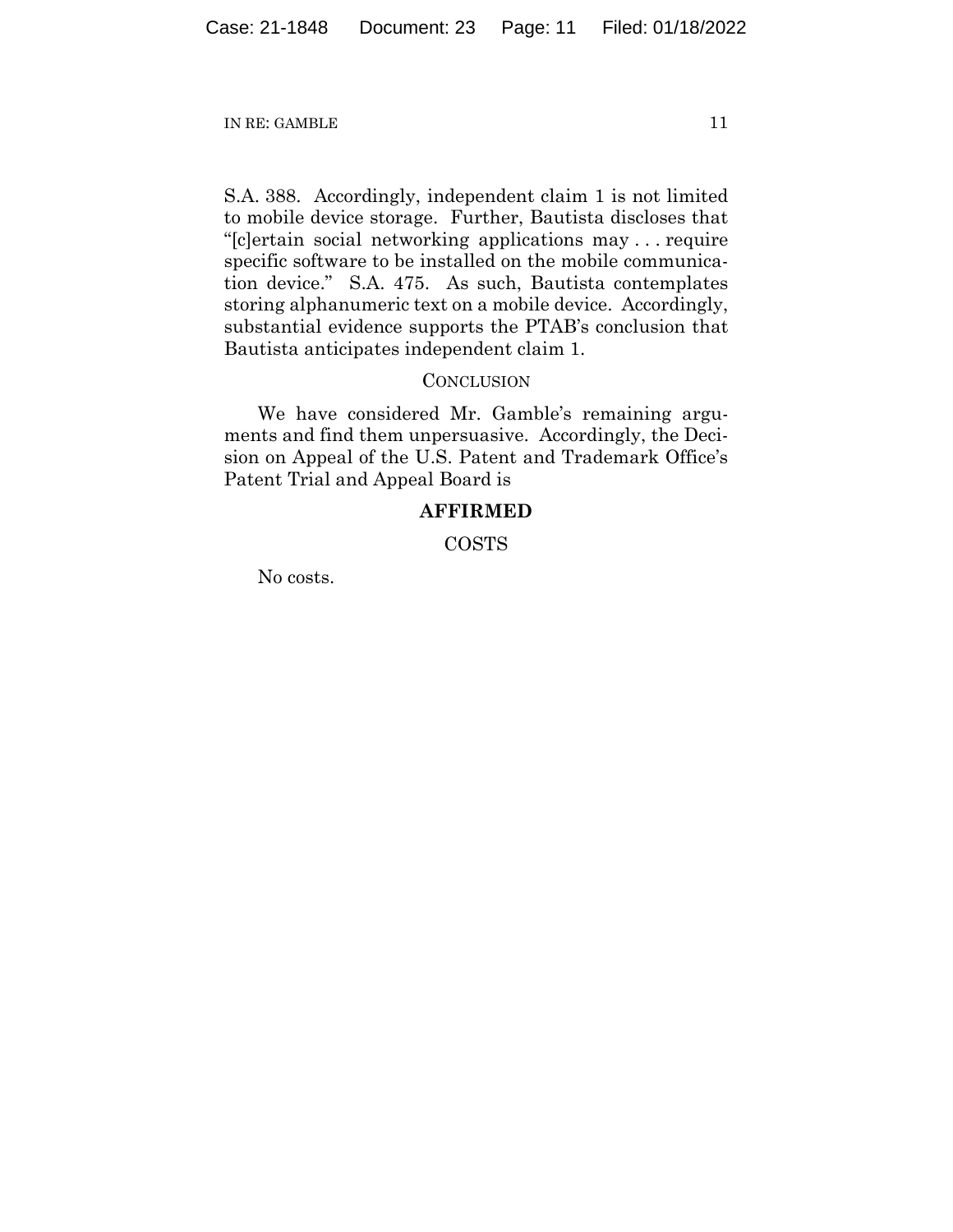S.A. 388. Accordingly, independent claim 1 is not limited to mobile device storage. Further, Bautista discloses that "[c]ertain social networking applications may . . . require specific software to be installed on the mobile communication device." S.A. 475. As such, Bautista contemplates storing alphanumeric text on a mobile device. Accordingly, substantial evidence supports the PTAB's conclusion that Bautista anticipates independent claim 1.

## CONCLUSION

We have considered Mr. Gamble's remaining arguments and find them unpersuasive. Accordingly, the Decision on Appeal of the U.S. Patent and Trademark Office's Patent Trial and Appeal Board is

**AFFIRMED**

COSTS

No costs.